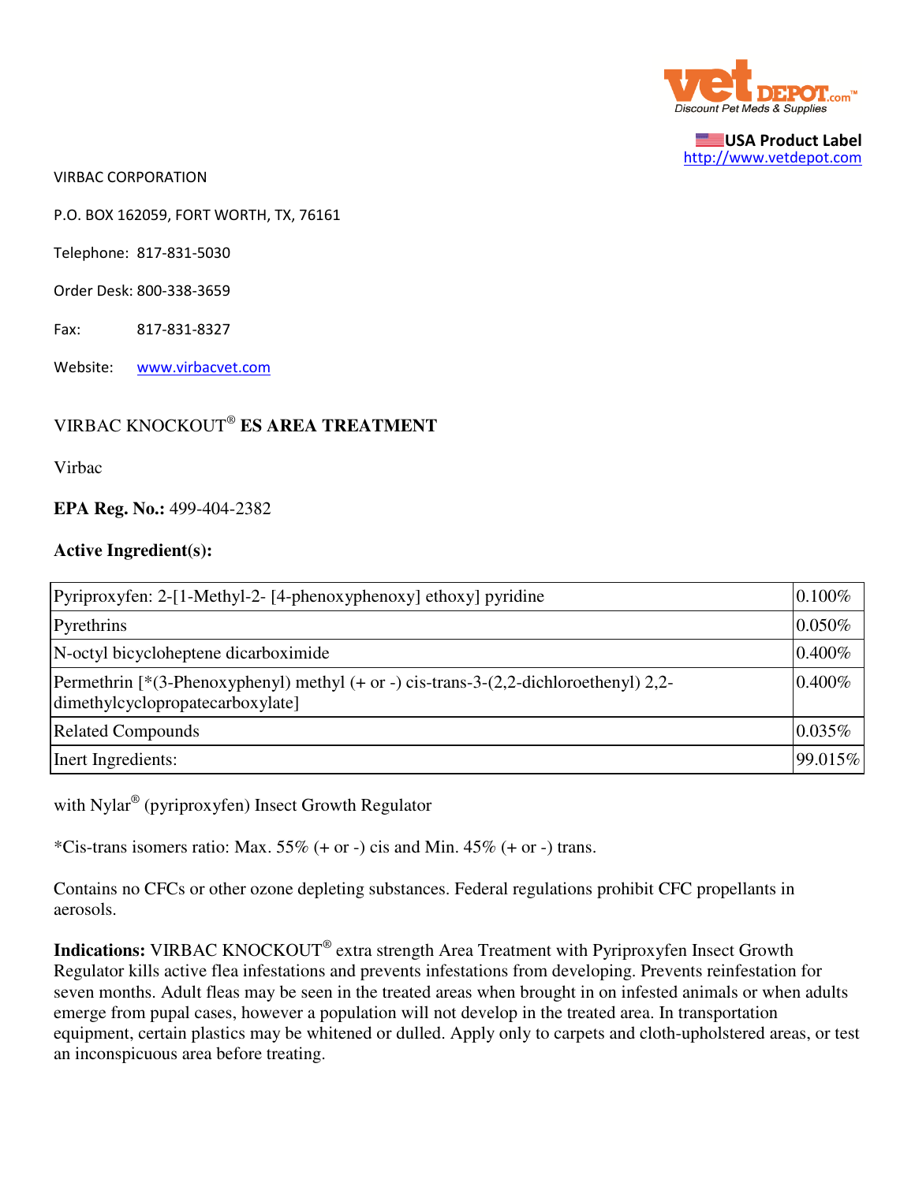VIRBAC CORPORATION

P.O. BOX 162059, FORT WORTH, TX, 76161

Telephone: 817-831-5030

Order Desk: 800-338-3659

Fax: 817-831-8327

Website: www.virbacvet.com

## VIRBAC KNOCKOUT® ES AREA TREATMENT

Virbac

**EPA Reg. No.:** 499-404-2382

**Active Ingredient(s):**

| Ingredient | % |
|---|---|
| Pyriproxyfen: 2-[1-Methyl-2- [4-phenoxyphenoxy] ethoxy] pyridine | 0.100% |
| Pyrethrins | 0.050% |
| N-octyl bicycloheptene dicarboximide | 0.400% |
| Permethrin [*(3-Phenoxyphenyl) methyl (+ or -) cis-trans-3-(2,2-dichloroethenyl) 2,2-dimethylcyclopropatecarboxylate] | 0.400% |
| Related Compounds | 0.035% |
| Inert Ingredients: | 99.015% |

with Nylar® (pyriproxyfen) Insect Growth Regulator

*Cis-trans isomers ratio: Max. 55% (+ or -) cis and Min. 45% (+ or -) trans.

Contains no CFCs or other ozone depleting substances. Federal regulations prohibit CFC propellants in aerosols.

**Indications:** VIRBAC KNOCKOUT® extra strength Area Treatment with Pyriproxyfen Insect Growth Regulator kills active flea infestations and prevents infestations from developing. Prevents reinfestation for seven months. Adult fleas may be seen in the treated areas when brought in on infested animals or when adults emerge from pupal cases, however a population will not develop in the treated area. In transportation equipment, certain plastics may be whitened or dulled. Apply only to carpets and cloth-upholstered areas, or test an inconspicuous area before treating.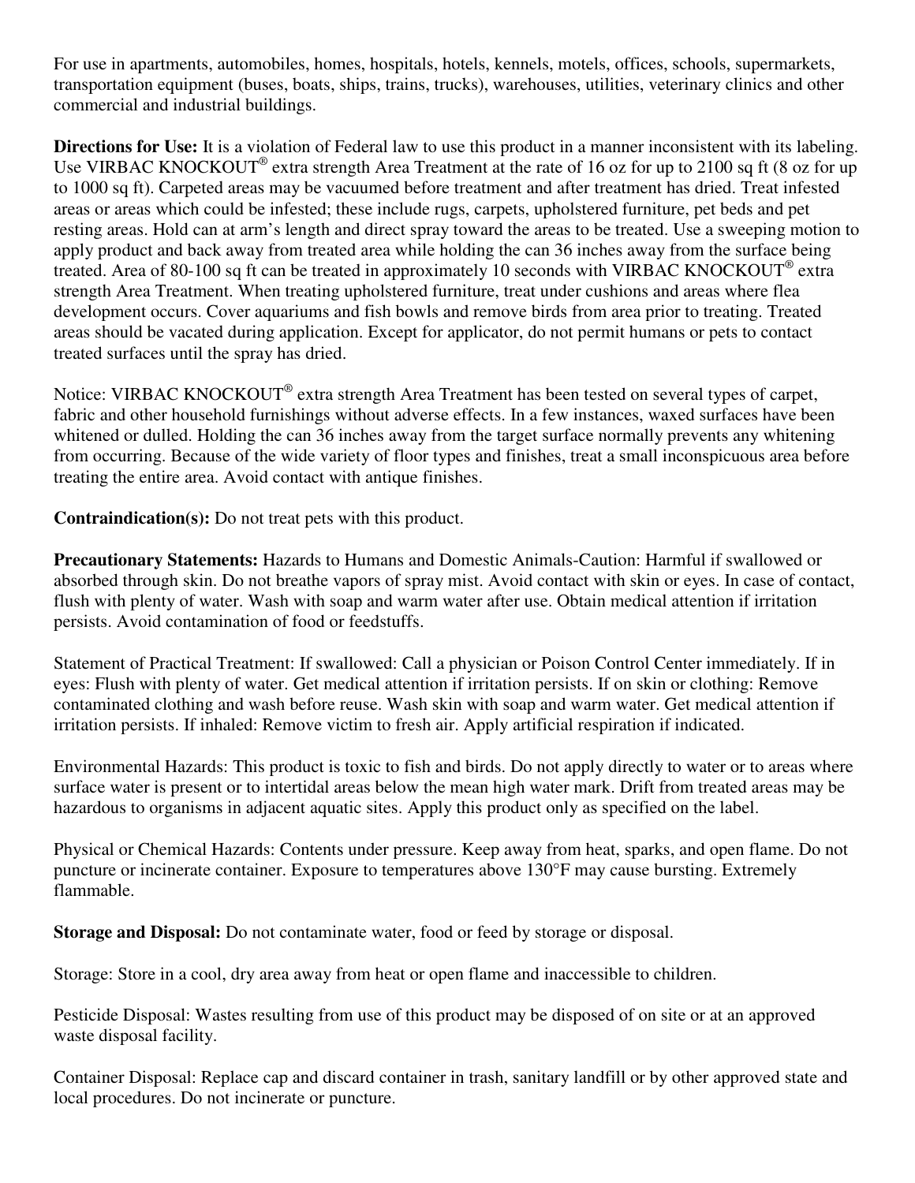For use in apartments, automobiles, homes, hospitals, hotels, kennels, motels, offices, schools, supermarkets, transportation equipment (buses, boats, ships, trains, trucks), warehouses, utilities, veterinary clinics and other commercial and industrial buildings.

**Directions for Use:** It is a violation of Federal law to use this product in a manner inconsistent with its labeling. Use VIRBAC KNOCKOUT® extra strength Area Treatment at the rate of 16 oz for up to 2100 sq ft (8 oz for up to 1000 sq ft). Carpeted areas may be vacuumed before treatment and after treatment has dried. Treat infested areas or areas which could be infested; these include rugs, carpets, upholstered furniture, pet beds and pet resting areas. Hold can at arm's length and direct spray toward the areas to be treated. Use a sweeping motion to apply product and back away from treated area while holding the can 36 inches away from the surface being treated. Area of 80-100 sq ft can be treated in approximately 10 seconds with VIRBAC KNOCKOUT® extra strength Area Treatment. When treating upholstered furniture, treat under cushions and areas where flea development occurs. Cover aquariums and fish bowls and remove birds from area prior to treating. Treated areas should be vacated during application. Except for applicator, do not permit humans or pets to contact treated surfaces until the spray has dried.

Notice: VIRBAC KNOCKOUT® extra strength Area Treatment has been tested on several types of carpet, fabric and other household furnishings without adverse effects. In a few instances, waxed surfaces have been whitened or dulled. Holding the can 36 inches away from the target surface normally prevents any whitening from occurring. Because of the wide variety of floor types and finishes, treat a small inconspicuous area before treating the entire area. Avoid contact with antique finishes.

**Contraindication(s):** Do not treat pets with this product.

**Precautionary Statements:** Hazards to Humans and Domestic Animals-Caution: Harmful if swallowed or absorbed through skin. Do not breathe vapors of spray mist. Avoid contact with skin or eyes. In case of contact, flush with plenty of water. Wash with soap and warm water after use. Obtain medical attention if irritation persists. Avoid contamination of food or feedstuffs.

Statement of Practical Treatment: If swallowed: Call a physician or Poison Control Center immediately. If in eyes: Flush with plenty of water. Get medical attention if irritation persists. If on skin or clothing: Remove contaminated clothing and wash before reuse. Wash skin with soap and warm water. Get medical attention if irritation persists. If inhaled: Remove victim to fresh air. Apply artificial respiration if indicated.

Environmental Hazards: This product is toxic to fish and birds. Do not apply directly to water or to areas where surface water is present or to intertidal areas below the mean high water mark. Drift from treated areas may be hazardous to organisms in adjacent aquatic sites. Apply this product only as specified on the label.

Physical or Chemical Hazards: Contents under pressure. Keep away from heat, sparks, and open flame. Do not puncture or incinerate container. Exposure to temperatures above 130°F may cause bursting. Extremely flammable.

**Storage and Disposal:** Do not contaminate water, food or feed by storage or disposal.

Storage: Store in a cool, dry area away from heat or open flame and inaccessible to children.

Pesticide Disposal: Wastes resulting from use of this product may be disposed of on site or at an approved waste disposal facility.

Container Disposal: Replace cap and discard container in trash, sanitary landfill or by other approved state and local procedures. Do not incinerate or puncture.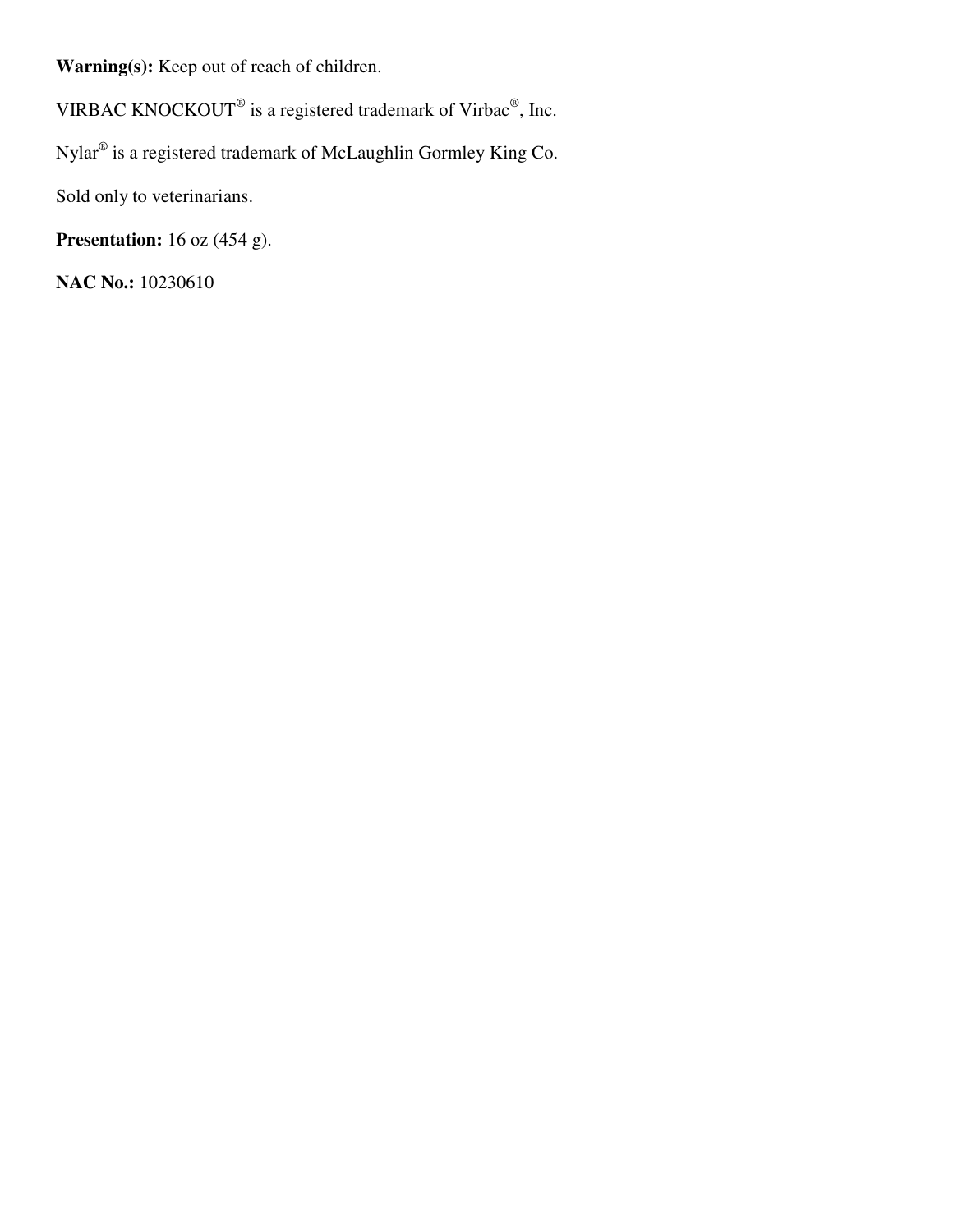**Warning(s):** Keep out of reach of children.

VIRBAC KNOCKOUT® is a registered trademark of Virbac®, Inc.

Nylar® is a registered trademark of McLaughlin Gormley King Co.

Sold only to veterinarians.

**Presentation:** 16 oz (454 g).

**NAC No.:** 10230610